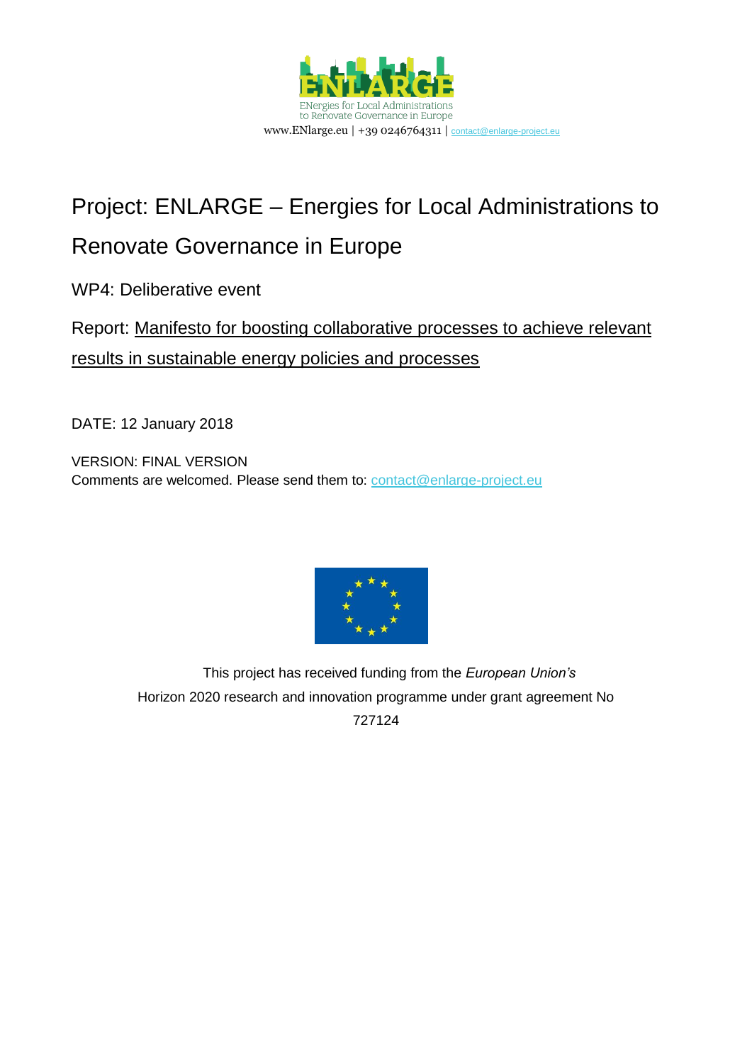ENergies for Local Administrations to Renovate Governance in Europe

www.ENlarge.eu | +39 0246764311 | contact@enlarge-project.eu

# Project: ENLARGE – Energies for Local Administrations to Renovate Governance in Europe

WP4: Deliberative event

Report: Manifesto for boosting collaborative processes to achieve relevant results in sustainable energy policies and processes

DATE: 12 January 2018

VERSION: FINAL VERSION

Comments are welcomed. Please send them to: contact@enlarge-project.eu

This project has received funding from the *European Union's* Horizon 2020 research and innovation programme under grant agreement No 727124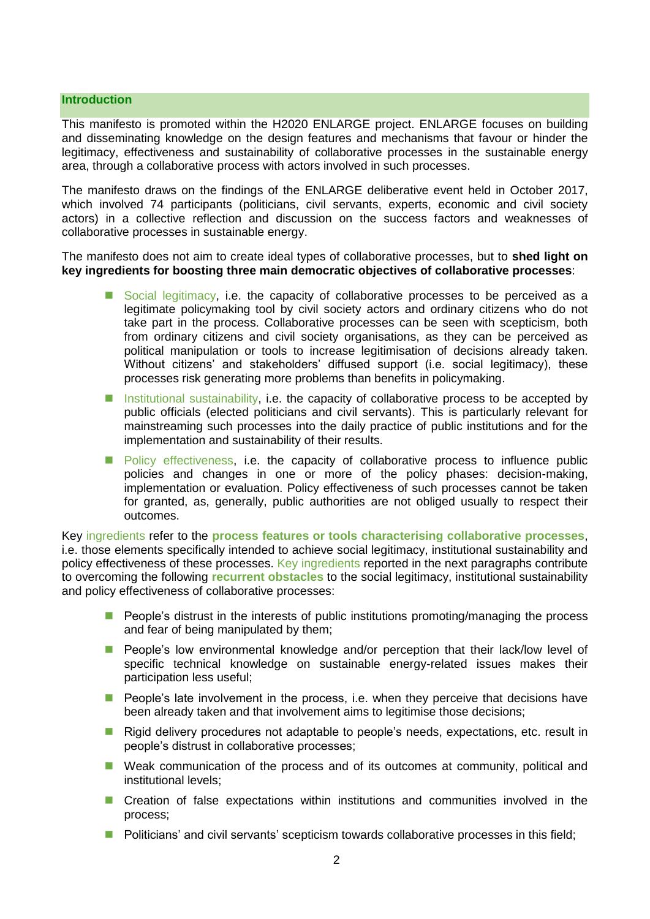## Introduction

This manifesto is promoted within the H2020 ENLARGE project. ENLARGE focuses on building and disseminating knowledge on the design features and mechanisms that favour or hinder the legitimacy, effectiveness and sustainability of collaborative processes in the sustainable energy area, through a collaborative process with actors involved in such processes.

The manifesto draws on the findings of the ENLARGE deliberative event held in October 2017, which involved 74 participants (politicians, civil servants, experts, economic and civil society actors) in a collective reflection and discussion on the success factors and weaknesses of collaborative processes in sustainable energy.

The manifesto does not aim to create ideal types of collaborative processes, but to **shed light on key ingredients for boosting three main democratic objectives of collaborative processes**:

- Social legitimacy, i.e. the capacity of collaborative processes to be perceived as a legitimate policymaking tool by civil society actors and ordinary citizens who do not take part in the process. Collaborative processes can be seen with scepticism, both from ordinary citizens and civil society organisations, as they can be perceived as political manipulation or tools to increase legitimisation of decisions already taken. Without citizens' and stakeholders' diffused support (i.e. social legitimacy), these processes risk generating more problems than benefits in policymaking.
- Institutional sustainability, i.e. the capacity of collaborative process to be accepted by public officials (elected politicians and civil servants). This is particularly relevant for mainstreaming such processes into the daily practice of public institutions and for the implementation and sustainability of their results.
- Policy effectiveness, i.e. the capacity of collaborative process to influence public policies and changes in one or more of the policy phases: decision-making, implementation or evaluation. Policy effectiveness of such processes cannot be taken for granted, as, generally, public authorities are not obliged usually to respect their outcomes.

Key ingredients refer to the **process features or tools characterising collaborative processes**, i.e. those elements specifically intended to achieve social legitimacy, institutional sustainability and policy effectiveness of these processes. Key ingredients reported in the next paragraphs contribute to overcoming the following **recurrent obstacles** to the social legitimacy, institutional sustainability and policy effectiveness of collaborative processes:

- People's distrust in the interests of public institutions promoting/managing the process and fear of being manipulated by them;
- People's low environmental knowledge and/or perception that their lack/low level of specific technical knowledge on sustainable energy-related issues makes their participation less useful;
- People's late involvement in the process, i.e. when they perceive that decisions have been already taken and that involvement aims to legitimise those decisions;
- Rigid delivery procedures not adaptable to people's needs, expectations, etc. result in people's distrust in collaborative processes;
- Weak communication of the process and of its outcomes at community, political and institutional levels;
- Creation of false expectations within institutions and communities involved in the process;
- Politicians' and civil servants' scepticism towards collaborative processes in this field;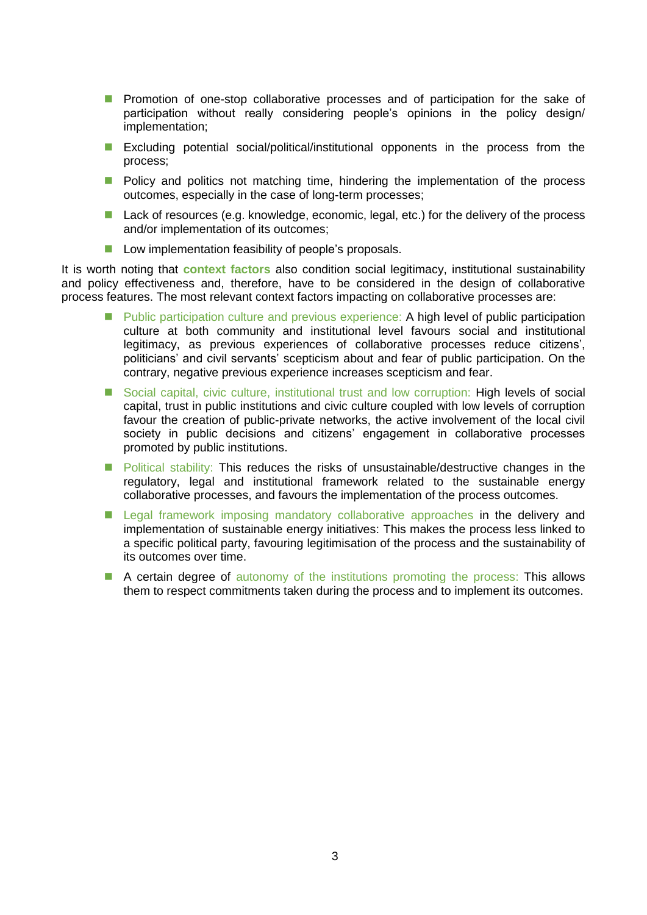- Promotion of one-stop collaborative processes and of participation for the sake of participation without really considering people's opinions in the policy design/ implementation;
- Excluding potential social/political/institutional opponents in the process from the process;
- Policy and politics not matching time, hindering the implementation of the process outcomes, especially in the case of long-term processes;
- Lack of resources (e.g. knowledge, economic, legal, etc.) for the delivery of the process and/or implementation of its outcomes;
- Low implementation feasibility of people's proposals.

It is worth noting that **context factors** also condition social legitimacy, institutional sustainability and policy effectiveness and, therefore, have to be considered in the design of collaborative process features. The most relevant context factors impacting on collaborative processes are:

- Public participation culture and previous experience: A high level of public participation culture at both community and institutional level favours social and institutional legitimacy, as previous experiences of collaborative processes reduce citizens', politicians' and civil servants' scepticism about and fear of public participation. On the contrary, negative previous experience increases scepticism and fear.
- Social capital, civic culture, institutional trust and low corruption: High levels of social capital, trust in public institutions and civic culture coupled with low levels of corruption favour the creation of public-private networks, the active involvement of the local civil society in public decisions and citizens' engagement in collaborative processes promoted by public institutions.
- Political stability: This reduces the risks of unsustainable/destructive changes in the regulatory, legal and institutional framework related to the sustainable energy collaborative processes, and favours the implementation of the process outcomes.
- Legal framework imposing mandatory collaborative approaches in the delivery and implementation of sustainable energy initiatives: This makes the process less linked to a specific political party, favouring legitimisation of the process and the sustainability of its outcomes over time.
- A certain degree of autonomy of the institutions promoting the process: This allows them to respect commitments taken during the process and to implement its outcomes.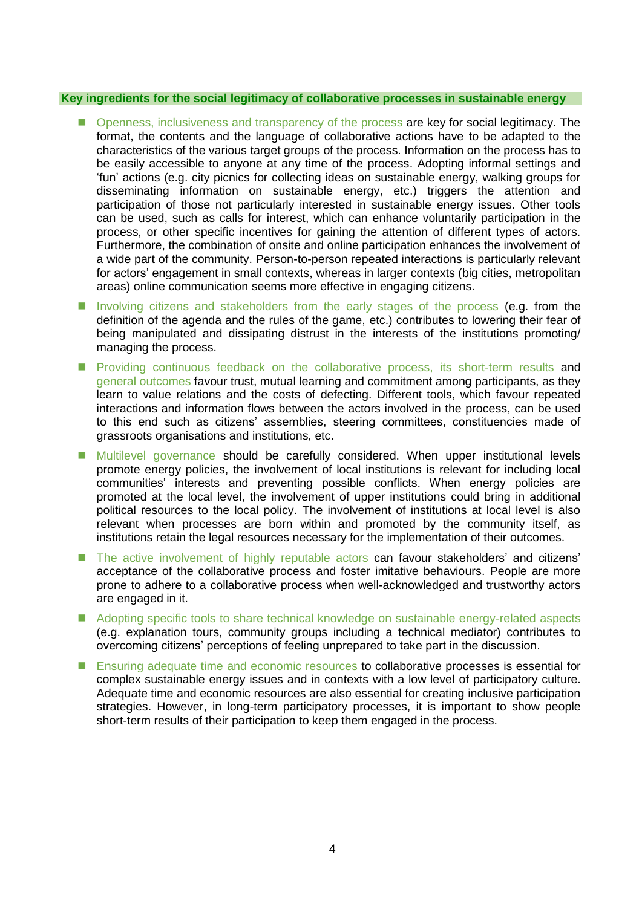**Key ingredients for the social legitimacy of collaborative processes in sustainable energy**

- Openness, inclusiveness and transparency of the process are key for social legitimacy. The format, the contents and the language of collaborative actions have to be adapted to the characteristics of the various target groups of the process. Information on the process has to be easily accessible to anyone at any time of the process. Adopting informal settings and 'fun' actions (e.g. city picnics for collecting ideas on sustainable energy, walking groups for disseminating information on sustainable energy, etc.) triggers the attention and participation of those not particularly interested in sustainable energy issues. Other tools can be used, such as calls for interest, which can enhance voluntarily participation in the process, or other specific incentives for gaining the attention of different types of actors. Furthermore, the combination of onsite and online participation enhances the involvement of a wide part of the community. Person-to-person repeated interactions is particularly relevant for actors' engagement in small contexts, whereas in larger contexts (big cities, metropolitan areas) online communication seems more effective in engaging citizens.
- Involving citizens and stakeholders from the early stages of the process (e.g. from the definition of the agenda and the rules of the game, etc.) contributes to lowering their fear of being manipulated and dissipating distrust in the interests of the institutions promoting/ managing the process.
- Providing continuous feedback on the collaborative process, its short-term results and general outcomes favour trust, mutual learning and commitment among participants, as they learn to value relations and the costs of defecting. Different tools, which favour repeated interactions and information flows between the actors involved in the process, can be used to this end such as citizens' assemblies, steering committees, constituencies made of grassroots organisations and institutions, etc.
- Multilevel governance should be carefully considered. When upper institutional levels promote energy policies, the involvement of local institutions is relevant for including local communities' interests and preventing possible conflicts. When energy policies are promoted at the local level, the involvement of upper institutions could bring in additional political resources to the local policy. The involvement of institutions at local level is also relevant when processes are born within and promoted by the community itself, as institutions retain the legal resources necessary for the implementation of their outcomes.
- The active involvement of highly reputable actors can favour stakeholders' and citizens' acceptance of the collaborative process and foster imitative behaviours. People are more prone to adhere to a collaborative process when well-acknowledged and trustworthy actors are engaged in it.
- Adopting specific tools to share technical knowledge on sustainable energy-related aspects (e.g. explanation tours, community groups including a technical mediator) contributes to overcoming citizens' perceptions of feeling unprepared to take part in the discussion.
- Ensuring adequate time and economic resources to collaborative processes is essential for complex sustainable energy issues and in contexts with a low level of participatory culture. Adequate time and economic resources are also essential for creating inclusive participation strategies. However, in long-term participatory processes, it is important to show people short-term results of their participation to keep them engaged in the process.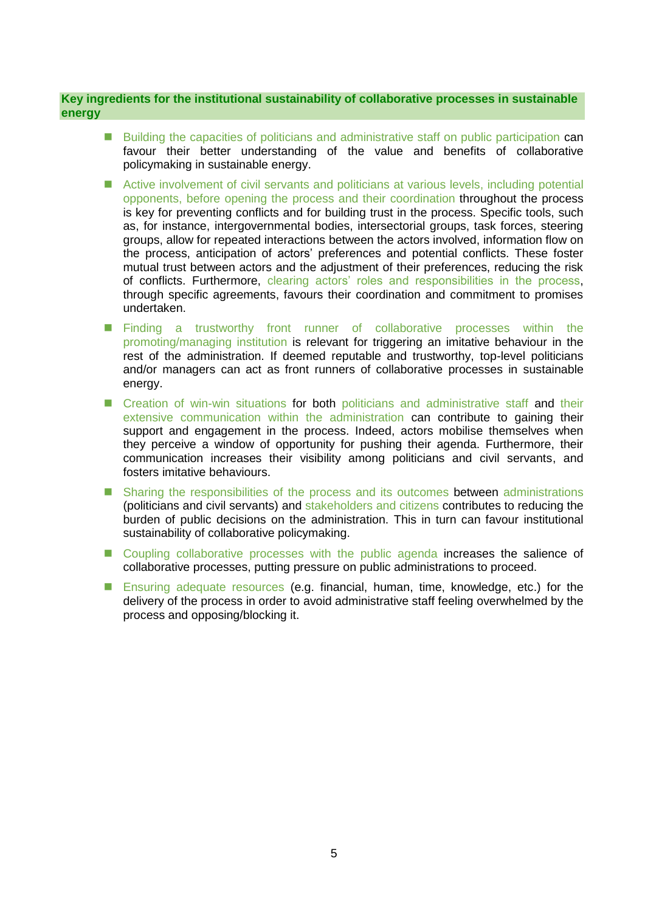**Key ingredients for the institutional sustainability of collaborative processes in sustainable energy**

- Building the capacities of politicians and administrative staff on public participation can favour their better understanding of the value and benefits of collaborative policymaking in sustainable energy.
- Active involvement of civil servants and politicians at various levels, including potential opponents, before opening the process and their coordination throughout the process is key for preventing conflicts and for building trust in the process. Specific tools, such as, for instance, intergovernmental bodies, intersectorial groups, task forces, steering groups, allow for repeated interactions between the actors involved, information flow on the process, anticipation of actors' preferences and potential conflicts. These foster mutual trust between actors and the adjustment of their preferences, reducing the risk of conflicts. Furthermore, clearing actors' roles and responsibilities in the process, through specific agreements, favours their coordination and commitment to promises undertaken.
- Finding a trustworthy front runner of collaborative processes within the promoting/managing institution is relevant for triggering an imitative behaviour in the rest of the administration. If deemed reputable and trustworthy, top-level politicians and/or managers can act as front runners of collaborative processes in sustainable energy.
- Creation of win-win situations for both politicians and administrative staff and their extensive communication within the administration can contribute to gaining their support and engagement in the process. Indeed, actors mobilise themselves when they perceive a window of opportunity for pushing their agenda. Furthermore, their communication increases their visibility among politicians and civil servants, and fosters imitative behaviours.
- Sharing the responsibilities of the process and its outcomes between administrations (politicians and civil servants) and stakeholders and citizens contributes to reducing the burden of public decisions on the administration. This in turn can favour institutional sustainability of collaborative policymaking.
- Coupling collaborative processes with the public agenda increases the salience of collaborative processes, putting pressure on public administrations to proceed.
- Ensuring adequate resources (e.g. financial, human, time, knowledge, etc.) for the delivery of the process in order to avoid administrative staff feeling overwhelmed by the process and opposing/blocking it.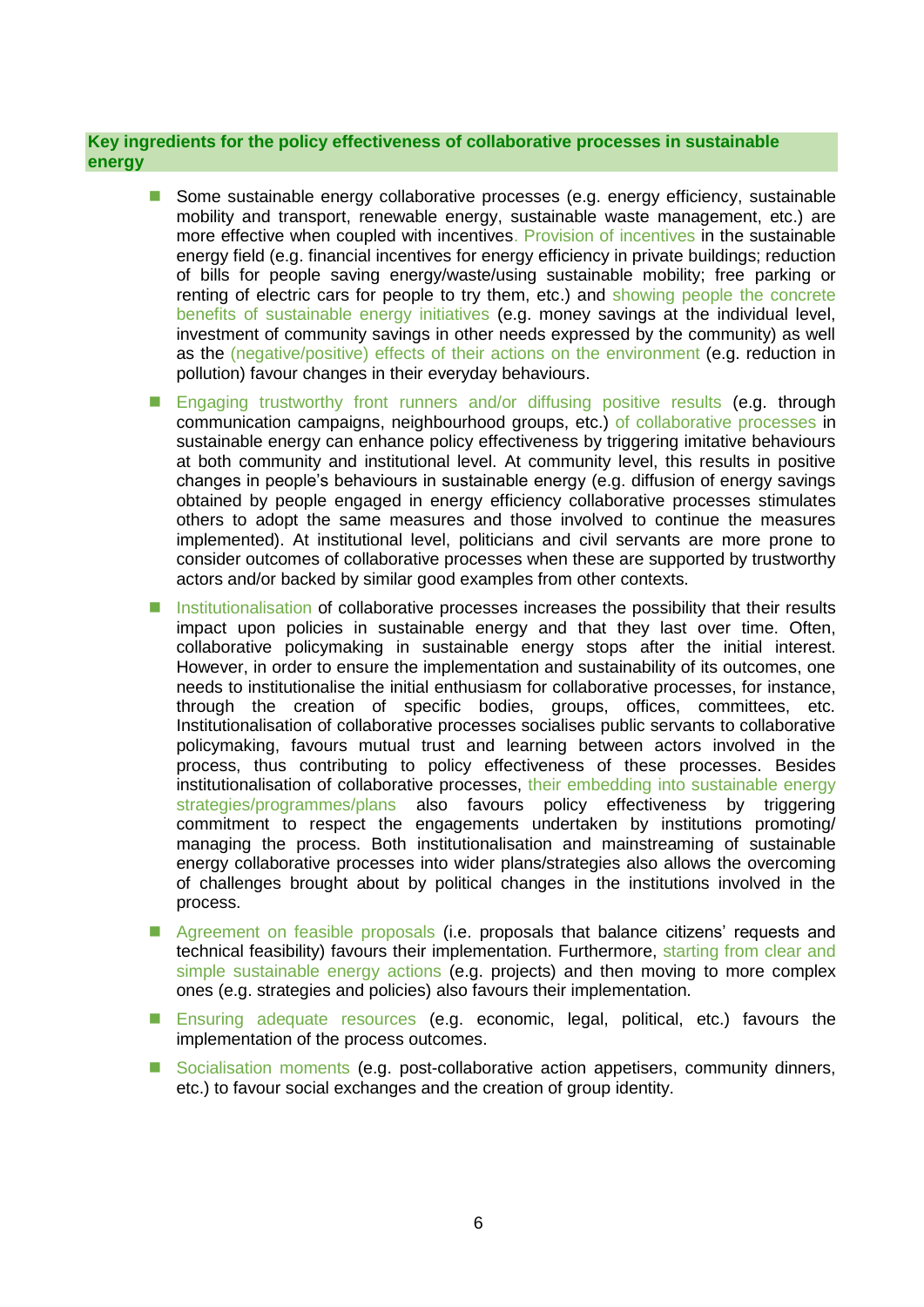**Key ingredients for the policy effectiveness of collaborative processes in sustainable energy**

- Some sustainable energy collaborative processes (e.g. energy efficiency, sustainable mobility and transport, renewable energy, sustainable waste management, etc.) are more effective when coupled with incentives. Provision of incentives in the sustainable energy field (e.g. financial incentives for energy efficiency in private buildings; reduction of bills for people saving energy/waste/using sustainable mobility; free parking or renting of electric cars for people to try them, etc.) and showing people the concrete benefits of sustainable energy initiatives (e.g. money savings at the individual level, investment of community savings in other needs expressed by the community) as well as the (negative/positive) effects of their actions on the environment (e.g. reduction in pollution) favour changes in their everyday behaviours.
- Engaging trustworthy front runners and/or diffusing positive results (e.g. through communication campaigns, neighbourhood groups, etc.) of collaborative processes in sustainable energy can enhance policy effectiveness by triggering imitative behaviours at both community and institutional level. At community level, this results in positive changes in people's behaviours in sustainable energy (e.g. diffusion of energy savings obtained by people engaged in energy efficiency collaborative processes stimulates others to adopt the same measures and those involved to continue the measures implemented). At institutional level, politicians and civil servants are more prone to consider outcomes of collaborative processes when these are supported by trustworthy actors and/or backed by similar good examples from other contexts.
- Institutionalisation of collaborative processes increases the possibility that their results impact upon policies in sustainable energy and that they last over time. Often, collaborative policymaking in sustainable energy stops after the initial interest. However, in order to ensure the implementation and sustainability of its outcomes, one needs to institutionalise the initial enthusiasm for collaborative processes, for instance, through the creation of specific bodies, groups, offices, committees, etc. Institutionalisation of collaborative processes socialises public servants to collaborative policymaking, favours mutual trust and learning between actors involved in the process, thus contributing to policy effectiveness of these processes. Besides institutionalisation of collaborative processes, their embedding into sustainable energy strategies/programmes/plans also favours policy effectiveness by triggering commitment to respect the engagements undertaken by institutions promoting/ managing the process. Both institutionalisation and mainstreaming of sustainable energy collaborative processes into wider plans/strategies also allows the overcoming of challenges brought about by political changes in the institutions involved in the process.
- Agreement on feasible proposals (i.e. proposals that balance citizens' requests and technical feasibility) favours their implementation. Furthermore, starting from clear and simple sustainable energy actions (e.g. projects) and then moving to more complex ones (e.g. strategies and policies) also favours their implementation.
- Ensuring adequate resources (e.g. economic, legal, political, etc.) favours the implementation of the process outcomes.
- Socialisation moments (e.g. post-collaborative action appetisers, community dinners, etc.) to favour social exchanges and the creation of group identity.